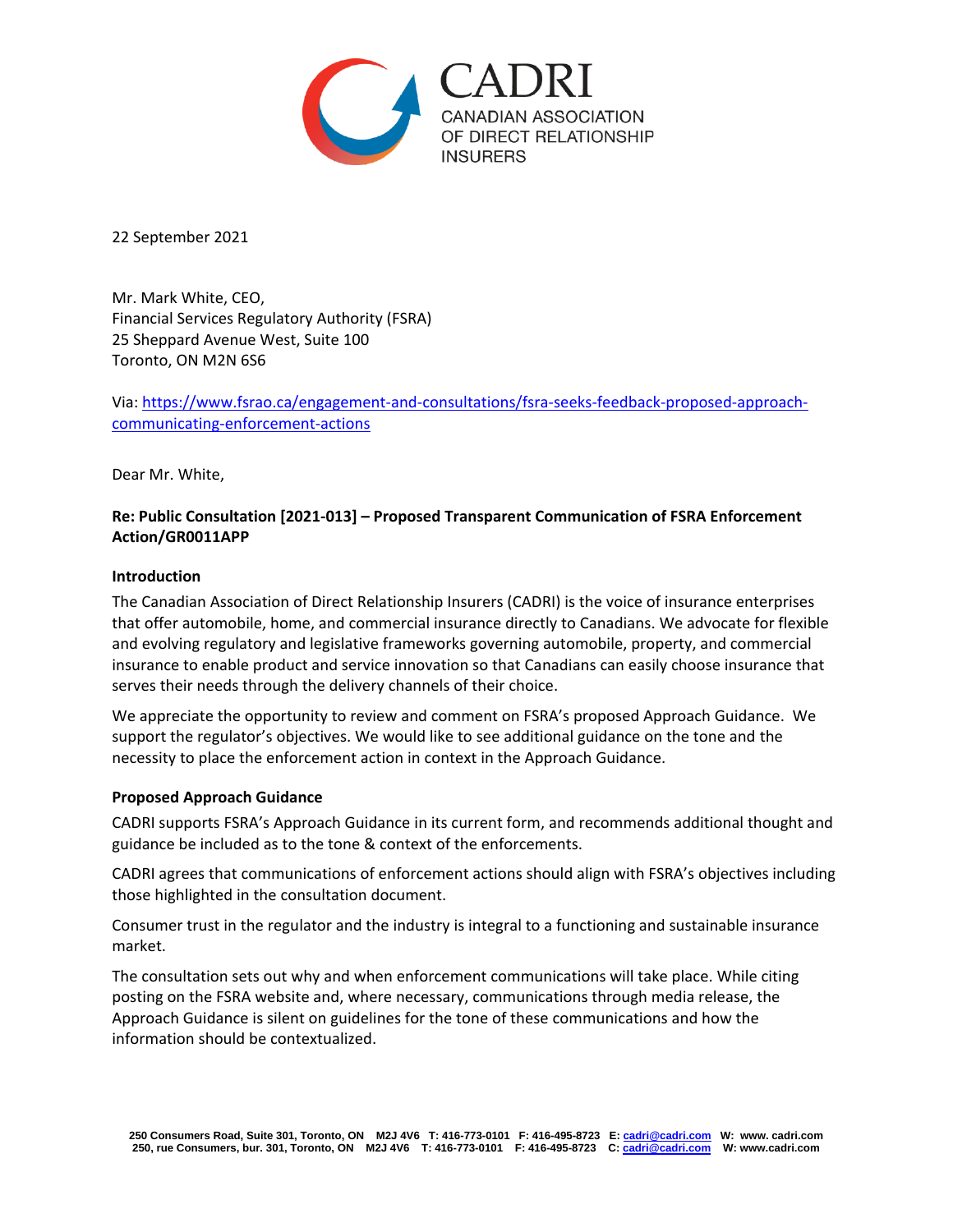CADRI
CANADIAN ASSOCIATION
OF DIRECT RELATIONSHIP
INSURERS

22 September 2021

Mr. Mark White, CEO,
Financial Services Regulatory Authority (FSRA)
25 Sheppard Avenue West, Suite 100
Toronto, ON M2N 6S6

Via: https://www.fsrao.ca/engagement-and-consultations/fsra-seeks-feedback-proposed-approach-communicating-enforcement-actions

Dear Mr. White,

**Re: Public Consultation [2021-013] – Proposed Transparent Communication of FSRA Enforcement Action/GR0011APP**

**Introduction**

The Canadian Association of Direct Relationship Insurers (CADRI) is the voice of insurance enterprises that offer automobile, home, and commercial insurance directly to Canadians. We advocate for flexible and evolving regulatory and legislative frameworks governing automobile, property, and commercial insurance to enable product and service innovation so that Canadians can easily choose insurance that serves their needs through the delivery channels of their choice.

We appreciate the opportunity to review and comment on FSRA's proposed Approach Guidance. We support the regulator's objectives. We would like to see additional guidance on the tone and the necessity to place the enforcement action in context in the Approach Guidance.

**Proposed Approach Guidance**

CADRI supports FSRA's Approach Guidance in its current form, and recommends additional thought and guidance be included as to the tone & context of the enforcements.

CADRI agrees that communications of enforcement actions should align with FSRA's objectives including those highlighted in the consultation document.

Consumer trust in the regulator and the industry is integral to a functioning and sustainable insurance market.

The consultation sets out why and when enforcement communications will take place. While citing posting on the FSRA website and, where necessary, communications through media release, the Approach Guidance is silent on guidelines for the tone of these communications and how the information should be contextualized.

250 Consumers Road, Suite 301, Toronto, ON M2J 4V6 T: 416-773-0101 F: 416-495-8723 E: cadri@cadri.com W: www. cadri.com
250, rue Consumers, bur. 301, Toronto, ON M2J 4V6 T: 416-773-0101 F: 416-495-8723 C: cadri@cadri.com W: www.cadri.com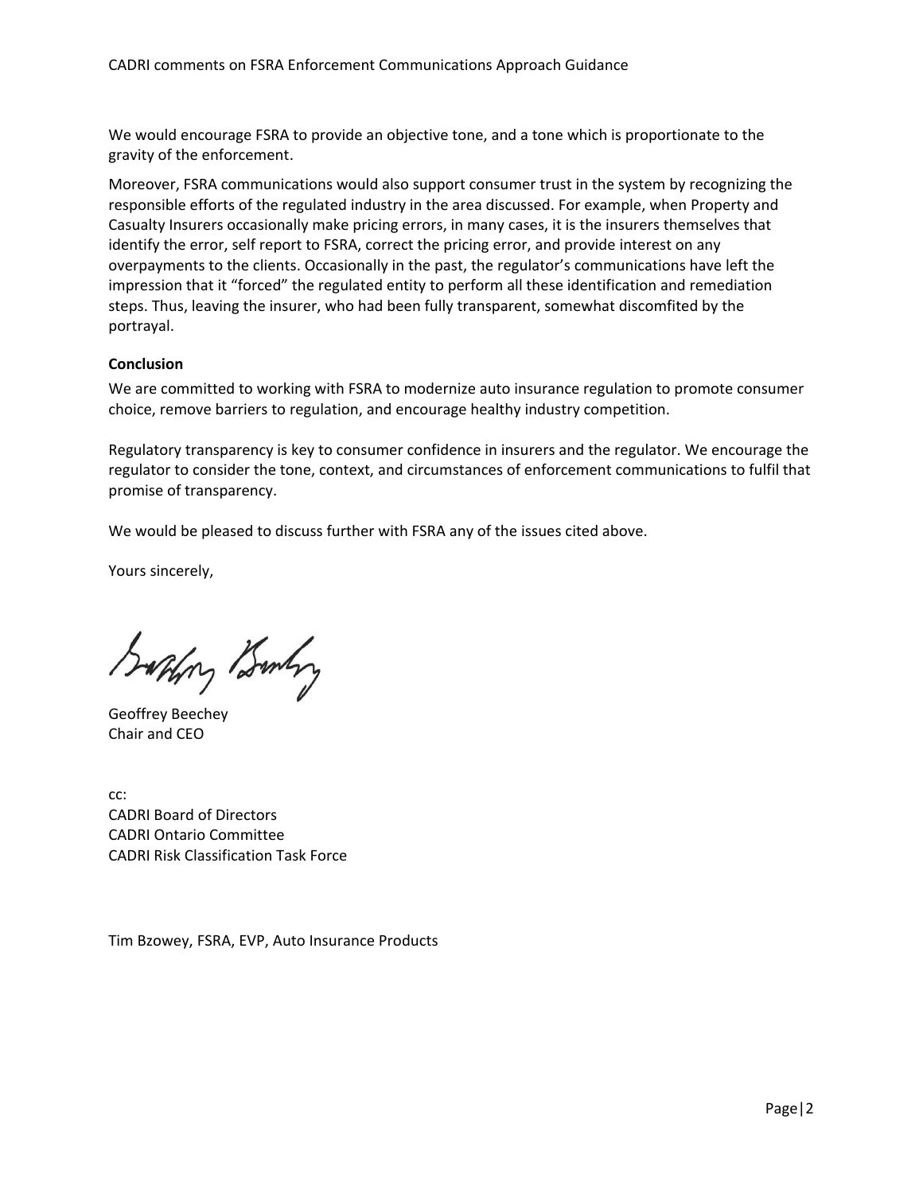We would encourage FSRA to provide an objective tone, and a tone which is proportionate to the gravity of the enforcement.

Moreover, FSRA communications would also support consumer trust in the system by recognizing the responsible efforts of the regulated industry in the area discussed. For example, when Property and Casualty Insurers occasionally make pricing errors, in many cases, it is the insurers themselves that identify the error, self report to FSRA, correct the pricing error, and provide interest on any overpayments to the clients. Occasionally in the past, the regulator's communications have left the impression that it "forced" the regulated entity to perform all these identification and remediation steps. Thus, leaving the insurer, who had been fully transparent, somewhat discomfited by the portrayal.

**Conclusion**

We are committed to working with FSRA to modernize auto insurance regulation to promote consumer choice, remove barriers to regulation, and encourage healthy industry competition.

Regulatory transparency is key to consumer confidence in insurers and the regulator. We encourage the regulator to consider the tone, context, and circumstances of enforcement communications to fulfil that promise of transparency.

We would be pleased to discuss further with FSRA any of the issues cited above.

Yours sincerely,

Geoffrey Beechey
Chair and CEO

cc:
CADRI Board of Directors
CADRI Ontario Committee
CADRI Risk Classification Task Force

Tim Bzowey, FSRA, EVP, Auto Insurance Products